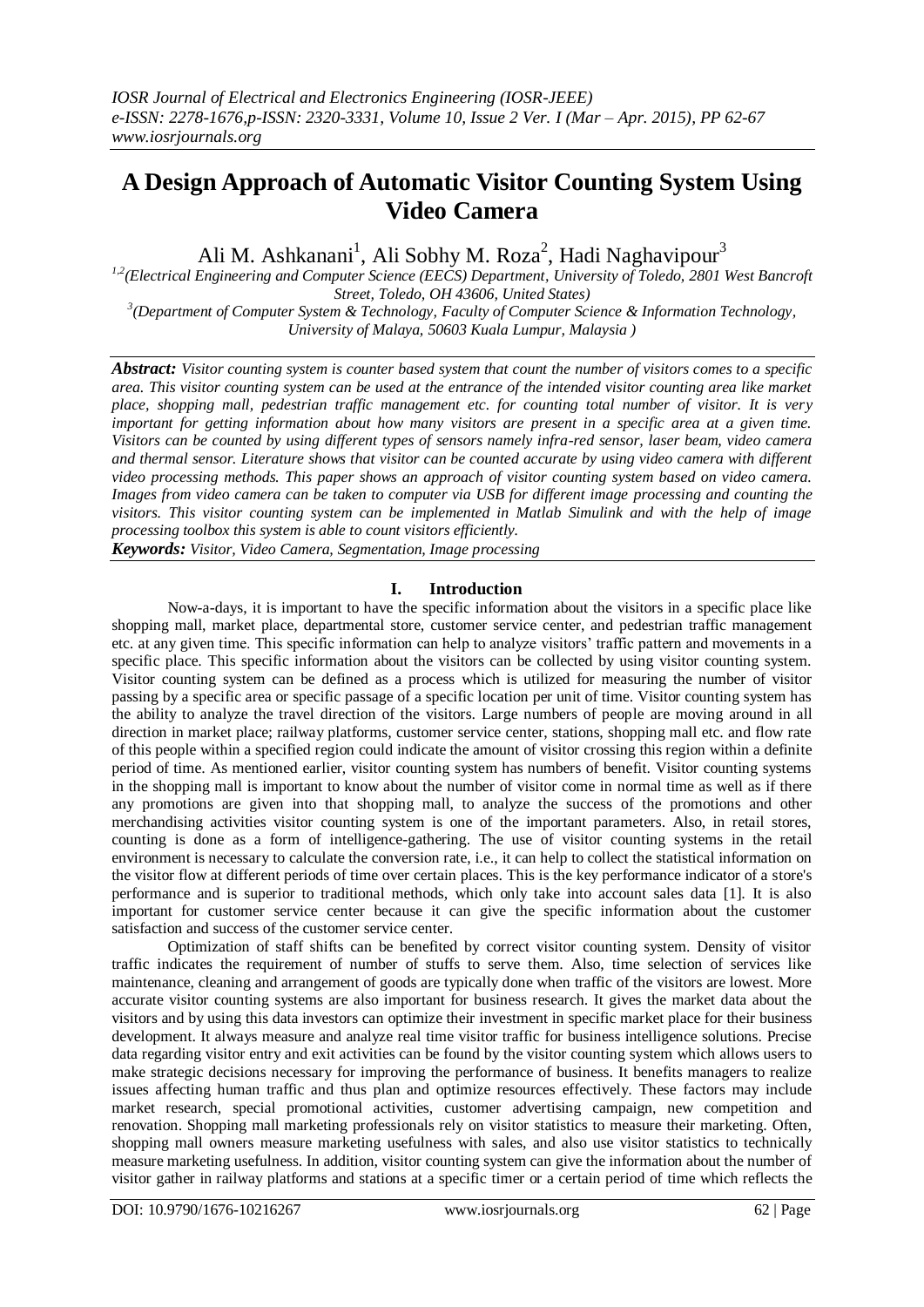# A Design Approach of Automatic Visitor Counting System Using Video Camera

Ali M. Ashkanani[1], Ali Sobhy M. Roza[2], Hadi Naghavipour[3]

[1,2](Electrical Engineering and Computer Science (EECS) Department, University of Toledo, 2801 West Bancroft Street, Toledo, OH 43606, United States)

[3](Department of Computer System & Technology, Faculty of Computer Science & Information Technology, University of Malaya, 50603 Kuala Lumpur, Malaysia )

***Abstract:*** *Visitor counting system is counter based system that count the number of visitors comes to a specific area. This visitor counting system can be used at the entrance of the intended visitor counting area like market place, shopping mall, pedestrian traffic management etc. for counting total number of visitor. It is very important for getting information about how many visitors are present in a specific area at a given time. Visitors can be counted by using different types of sensors namely infra-red sensor, laser beam, video camera and thermal sensor. Literature shows that visitor can be counted accurate by using video camera with different video processing methods. This paper shows an approach of visitor counting system based on video camera. Images from video camera can be taken to computer via USB for different image processing and counting the visitors. This visitor counting system can be implemented in Matlab Simulink and with the help of image processing toolbox this system is able to count visitors efficiently.*

***Keywords:*** *Visitor, Video Camera, Segmentation, Image processing*

## I. Introduction

Now-a-days, it is important to have the specific information about the visitors in a specific place like shopping mall, market place, departmental store, customer service center, and pedestrian traffic management etc. at any given time. This specific information can help to analyze visitors' traffic pattern and movements in a specific place. This specific information about the visitors can be collected by using visitor counting system. Visitor counting system can be defined as a process which is utilized for measuring the number of visitor passing by a specific area or specific passage of a specific location per unit of time. Visitor counting system has the ability to analyze the travel direction of the visitors. Large numbers of people are moving around in all direction in market place; railway platforms, customer service center, stations, shopping mall etc. and flow rate of this people within a specified region could indicate the amount of visitor crossing this region within a definite period of time. As mentioned earlier, visitor counting system has numbers of benefit. Visitor counting systems in the shopping mall is important to know about the number of visitor come in normal time as well as if there any promotions are given into that shopping mall, to analyze the success of the promotions and other merchandising activities visitor counting system is one of the important parameters. Also, in retail stores, counting is done as a form of intelligence-gathering. The use of visitor counting systems in the retail environment is necessary to calculate the conversion rate, i.e., it can help to collect the statistical information on the visitor flow at different periods of time over certain places. This is the key performance indicator of a store's performance and is superior to traditional methods, which only take into account sales data [1]. It is also important for customer service center because it can give the specific information about the customer satisfaction and success of the customer service center.

Optimization of staff shifts can be benefited by correct visitor counting system. Density of visitor traffic indicates the requirement of number of stuffs to serve them. Also, time selection of services like maintenance, cleaning and arrangement of goods are typically done when traffic of the visitors are lowest. More accurate visitor counting systems are also important for business research. It gives the market data about the visitors and by using this data investors can optimize their investment in specific market place for their business development. It always measure and analyze real time visitor traffic for business intelligence solutions. Precise data regarding visitor entry and exit activities can be found by the visitor counting system which allows users to make strategic decisions necessary for improving the performance of business. It benefits managers to realize issues affecting human traffic and thus plan and optimize resources effectively. These factors may include market research, special promotional activities, customer advertising campaign, new competition and renovation. Shopping mall marketing professionals rely on visitor statistics to measure their marketing. Often, shopping mall owners measure marketing usefulness with sales, and also use visitor statistics to technically measure marketing usefulness. In addition, visitor counting system can give the information about the number of visitor gather in railway platforms and stations at a specific timer or a certain period of time which reflects the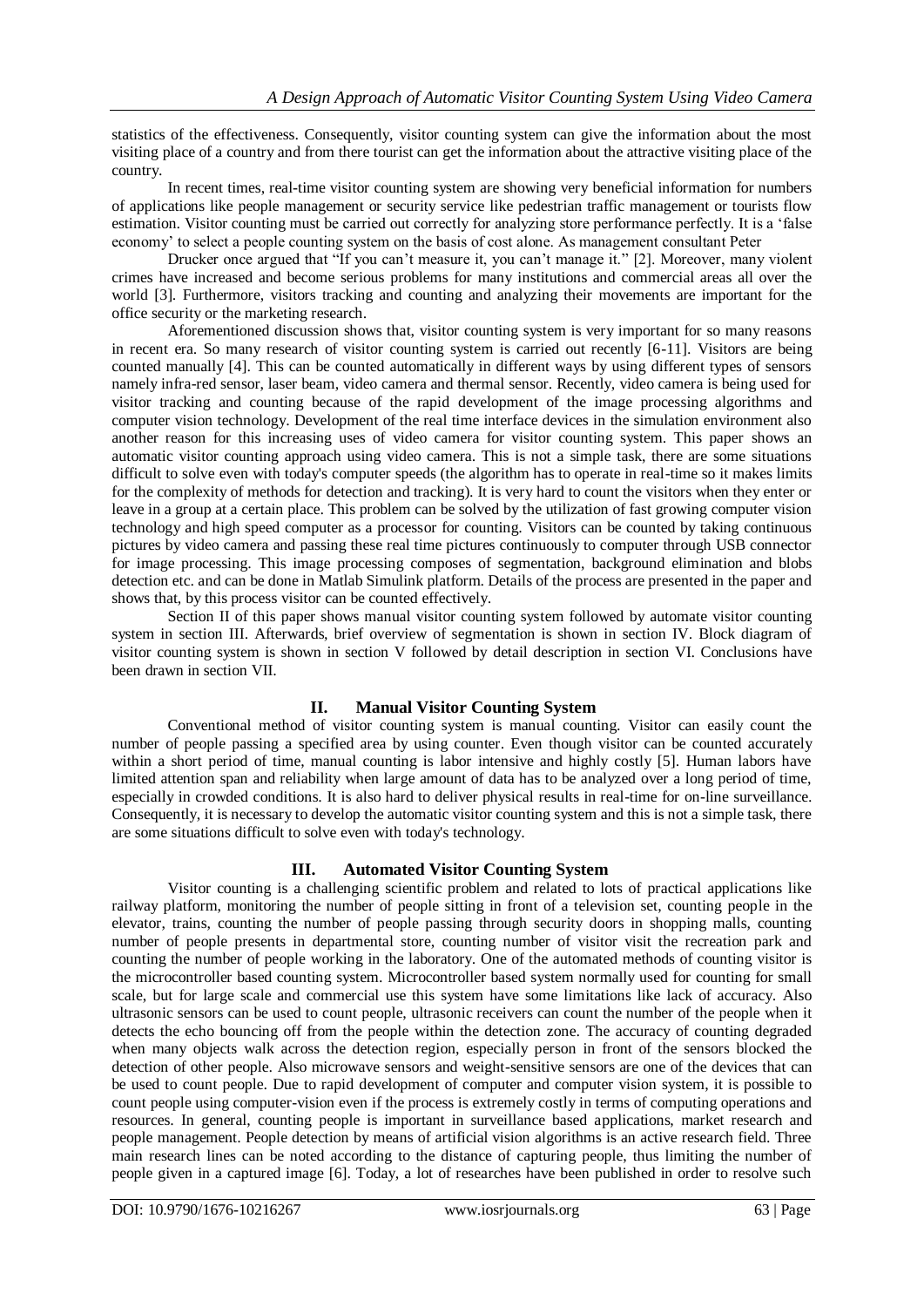statistics of the effectiveness. Consequently, visitor counting system can give the information about the most visiting place of a country and from there tourist can get the information about the attractive visiting place of the country.

In recent times, real-time visitor counting system are showing very beneficial information for numbers of applications like people management or security service like pedestrian traffic management or tourists flow estimation. Visitor counting must be carried out correctly for analyzing store performance perfectly. It is a 'false economy' to select a people counting system on the basis of cost alone. As management consultant Peter

Drucker once argued that "If you can't measure it, you can't manage it." [2]. Moreover, many violent crimes have increased and become serious problems for many institutions and commercial areas all over the world [3]. Furthermore, visitors tracking and counting and analyzing their movements are important for the office security or the marketing research.

Aforementioned discussion shows that, visitor counting system is very important for so many reasons in recent era. So many research of visitor counting system is carried out recently [6-11]. Visitors are being counted manually [4]. This can be counted automatically in different ways by using different types of sensors namely infra-red sensor, laser beam, video camera and thermal sensor. Recently, video camera is being used for visitor tracking and counting because of the rapid development of the image processing algorithms and computer vision technology. Development of the real time interface devices in the simulation environment also another reason for this increasing uses of video camera for visitor counting system. This paper shows an automatic visitor counting approach using video camera. This is not a simple task, there are some situations difficult to solve even with today's computer speeds (the algorithm has to operate in real-time so it makes limits for the complexity of methods for detection and tracking). It is very hard to count the visitors when they enter or leave in a group at a certain place. This problem can be solved by the utilization of fast growing computer vision technology and high speed computer as a processor for counting. Visitors can be counted by taking continuous pictures by video camera and passing these real time pictures continuously to computer through USB connector for image processing. This image processing composes of segmentation, background elimination and blobs detection etc. and can be done in Matlab Simulink platform. Details of the process are presented in the paper and shows that, by this process visitor can be counted effectively.

Section II of this paper shows manual visitor counting system followed by automate visitor counting system in section III. Afterwards, brief overview of segmentation is shown in section IV. Block diagram of visitor counting system is shown in section V followed by detail description in section VI. Conclusions have been drawn in section VII.

## II. Manual Visitor Counting System

Conventional method of visitor counting system is manual counting. Visitor can easily count the number of people passing a specified area by using counter. Even though visitor can be counted accurately within a short period of time, manual counting is labor intensive and highly costly [5]. Human labors have limited attention span and reliability when large amount of data has to be analyzed over a long period of time, especially in crowded conditions. It is also hard to deliver physical results in real-time for on-line surveillance. Consequently, it is necessary to develop the automatic visitor counting system and this is not a simple task, there are some situations difficult to solve even with today's technology.

## III. Automated Visitor Counting System

Visitor counting is a challenging scientific problem and related to lots of practical applications like railway platform, monitoring the number of people sitting in front of a television set, counting people in the elevator, trains, counting the number of people passing through security doors in shopping malls, counting number of people presents in departmental store, counting number of visitor visit the recreation park and counting the number of people working in the laboratory. One of the automated methods of counting visitor is the microcontroller based counting system. Microcontroller based system normally used for counting for small scale, but for large scale and commercial use this system have some limitations like lack of accuracy. Also ultrasonic sensors can be used to count people, ultrasonic receivers can count the number of the people when it detects the echo bouncing off from the people within the detection zone. The accuracy of counting degraded when many objects walk across the detection region, especially person in front of the sensors blocked the detection of other people. Also microwave sensors and weight-sensitive sensors are one of the devices that can be used to count people. Due to rapid development of computer and computer vision system, it is possible to count people using computer-vision even if the process is extremely costly in terms of computing operations and resources. In general, counting people is important in surveillance based applications, market research and people management. People detection by means of artificial vision algorithms is an active research field. Three main research lines can be noted according to the distance of capturing people, thus limiting the number of people given in a captured image [6]. Today, a lot of researches have been published in order to resolve such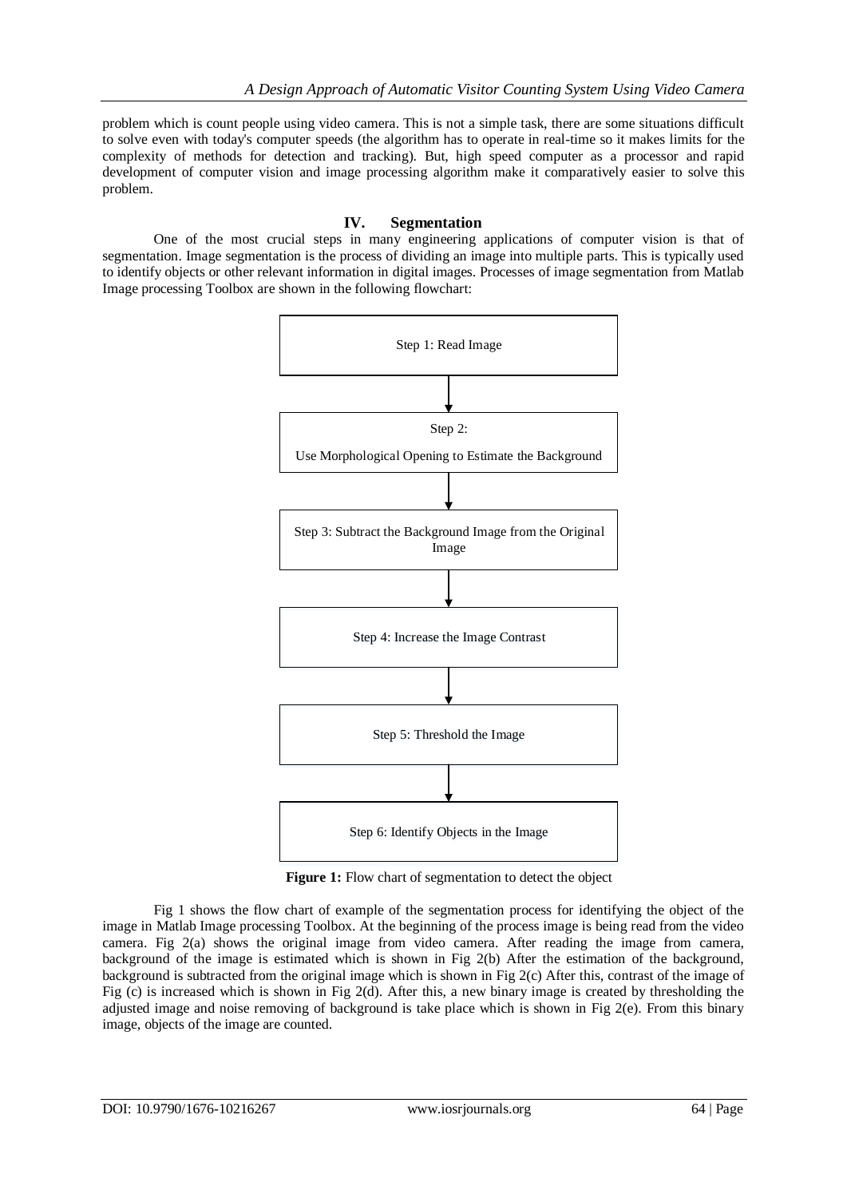problem which is count people using video camera. This is not a simple task, there are some situations difficult to solve even with today's computer speeds (the algorithm has to operate in real-time so it makes limits for the complexity of methods for detection and tracking). But, high speed computer as a processor and rapid development of computer vision and image processing algorithm make it comparatively easier to solve this problem.

## IV. Segmentation

One of the most crucial steps in many engineering applications of computer vision is that of segmentation. Image segmentation is the process of dividing an image into multiple parts. This is typically used to identify objects or other relevant information in digital images. Processes of image segmentation from Matlab Image processing Toolbox are shown in the following flowchart:

Step 1: Read Image

↓

Step 2:

Use Morphological Opening to Estimate the Background

↓

Step 3: Subtract the Background Image from the Original Image

↓

Step 4: Increase the Image Contrast

↓

Step 5: Threshold the Image

↓

Step 6: Identify Objects in the Image

**Figure 1:** Flow chart of segmentation to detect the object

Fig 1 shows the flow chart of example of the segmentation process for identifying the object of the image in Matlab Image processing Toolbox. At the beginning of the process image is being read from the video camera. Fig 2(a) shows the original image from video camera. After reading the image from camera, background of the image is estimated which is shown in Fig 2(b) After the estimation of the background, background is subtracted from the original image which is shown in Fig 2(c) After this, contrast of the image of Fig (c) is increased which is shown in Fig 2(d). After this, a new binary image is created by thresholding the adjusted image and noise removing of background is take place which is shown in Fig 2(e). From this binary image, objects of the image are counted.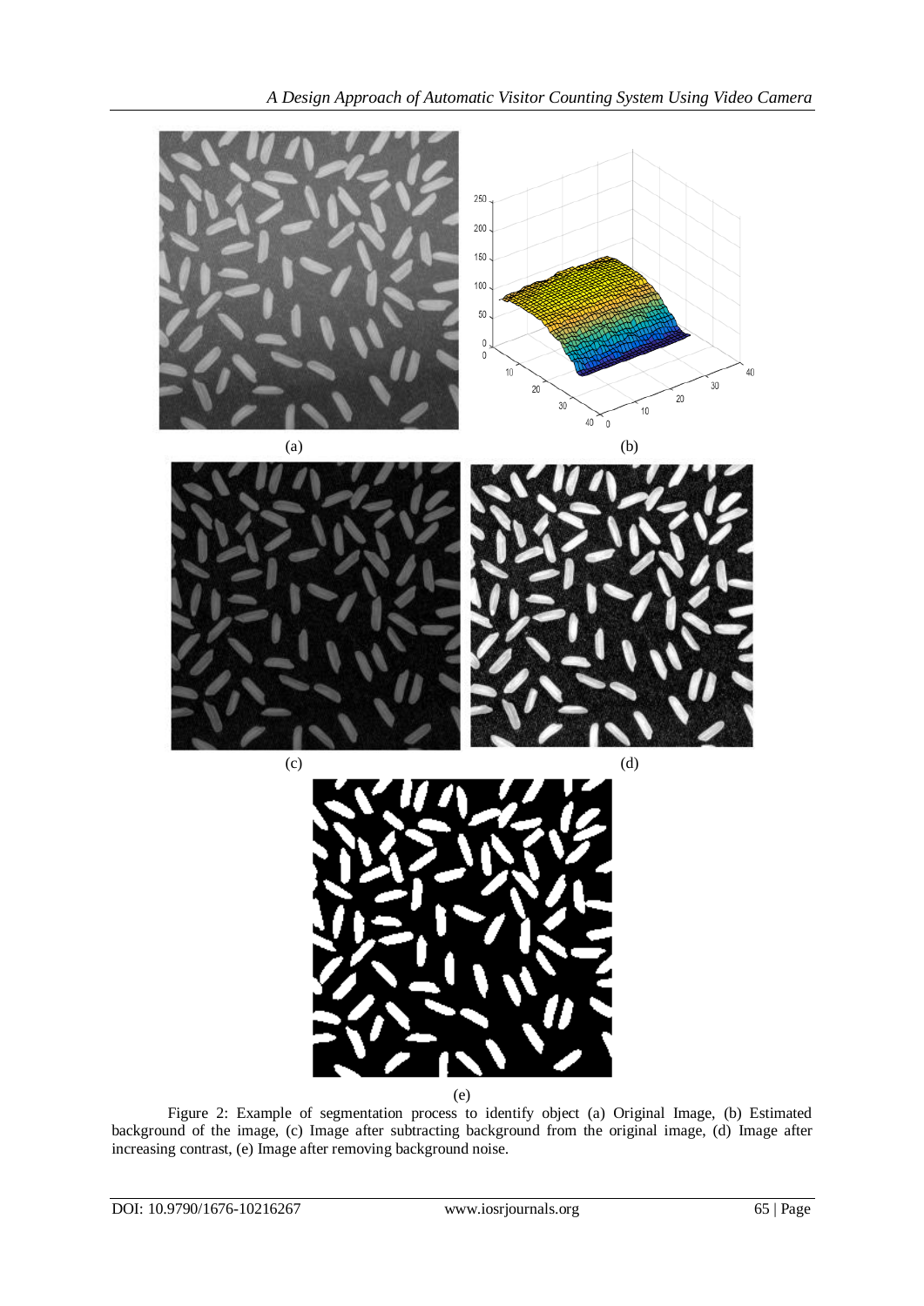(a)

(b)

(c)

(d)

(e)

Figure 2: Example of segmentation process to identify object (a) Original Image, (b) Estimated background of the image, (c) Image after subtracting background from the original image, (d) Image after increasing contrast, (e) Image after removing background noise.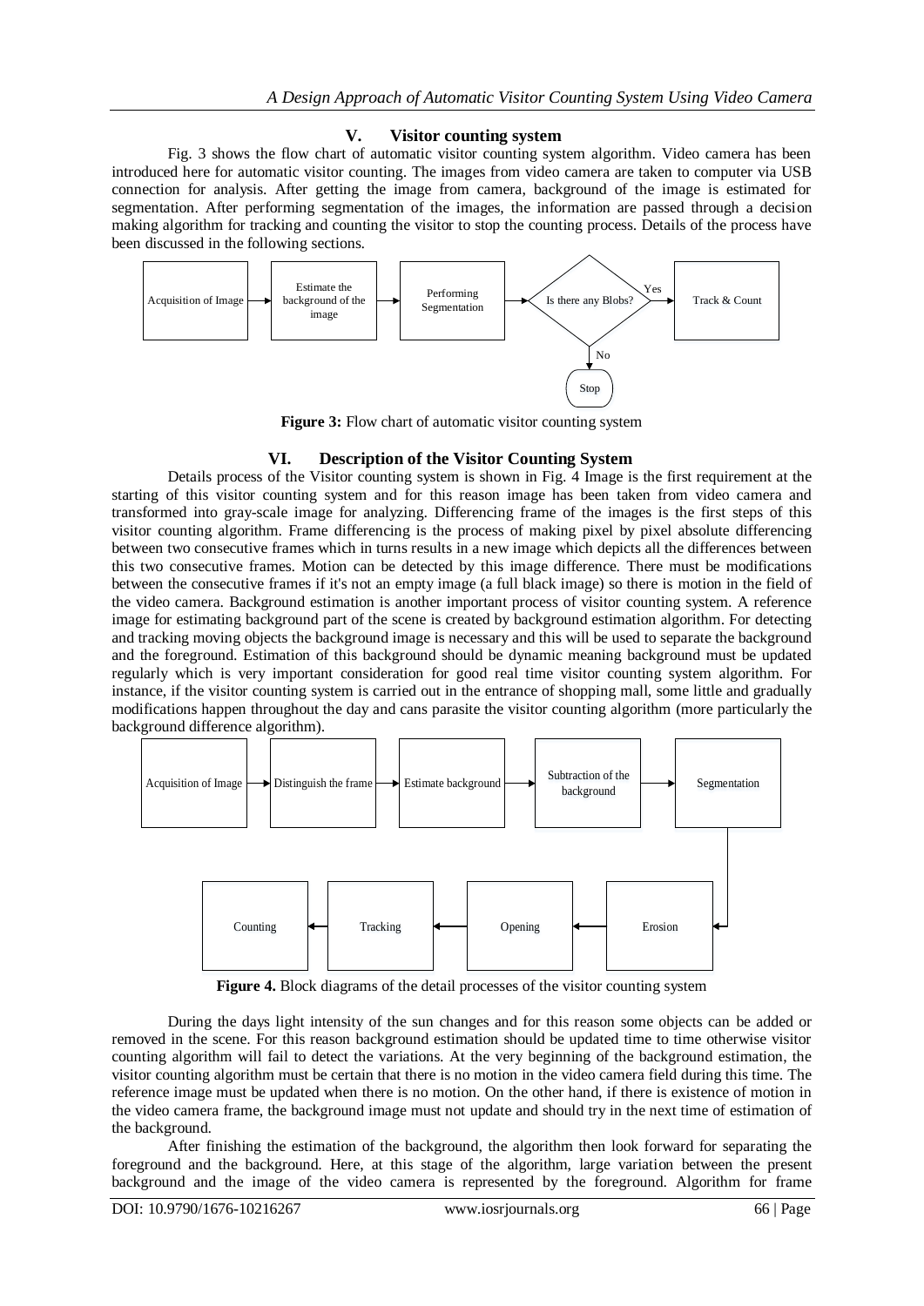## V. Visitor counting system

Fig. 3 shows the flow chart of automatic visitor counting system algorithm. Video camera has been introduced here for automatic visitor counting. The images from video camera are taken to computer via USB connection for analysis. After getting the image from camera, background of the image is estimated for segmentation. After performing segmentation of the images, the information are passed through a decision making algorithm for tracking and counting the visitor to stop the counting process. Details of the process have been discussed in the following sections.

Acquisition of Image → Estimate the background of the image → Performing Segmentation → Is there any Blobs? → Yes → Track & Count; No → Stop

**Figure 3:** Flow chart of automatic visitor counting system

## VI. Description of the Visitor Counting System

Details process of the Visitor counting system is shown in Fig. 4 Image is the first requirement at the starting of this visitor counting system and for this reason image has been taken from video camera and transformed into gray-scale image for analyzing. Differencing frame of the images is the first steps of this visitor counting algorithm. Frame differencing is the process of making pixel by pixel absolute differencing between two consecutive frames which in turns results in a new image which depicts all the differences between this two consecutive frames. Motion can be detected by this image difference. There must be modifications between the consecutive frames if it's not an empty image (a full black image) so there is motion in the field of the video camera. Background estimation is another important process of visitor counting system. A reference image for estimating background part of the scene is created by background estimation algorithm. For detecting and tracking moving objects the background image is necessary and this will be used to separate the background and the foreground. Estimation of this background should be dynamic meaning background must be updated regularly which is very important consideration for good real time visitor counting system algorithm. For instance, if the visitor counting system is carried out in the entrance of shopping mall, some little and gradually modifications happen throughout the day and cans parasite the visitor counting algorithm (more particularly the background difference algorithm).

Acquisition of Image → Distinguish the frame → Estimate background → Subtraction of the background → Segmentation → Erosion → Opening → Tracking → Counting

**Figure 4.** Block diagrams of the detail processes of the visitor counting system

During the days light intensity of the sun changes and for this reason some objects can be added or removed in the scene. For this reason background estimation should be updated time to time otherwise visitor counting algorithm will fail to detect the variations. At the very beginning of the background estimation, the visitor counting algorithm must be certain that there is no motion in the video camera field during this time. The reference image must be updated when there is no motion. On the other hand, if there is existence of motion in the video camera frame, the background image must not update and should try in the next time of estimation of the background.

After finishing the estimation of the background, the algorithm then look forward for separating the foreground and the background. Here, at this stage of the algorithm, large variation between the present background and the image of the video camera is represented by the foreground. Algorithm for frame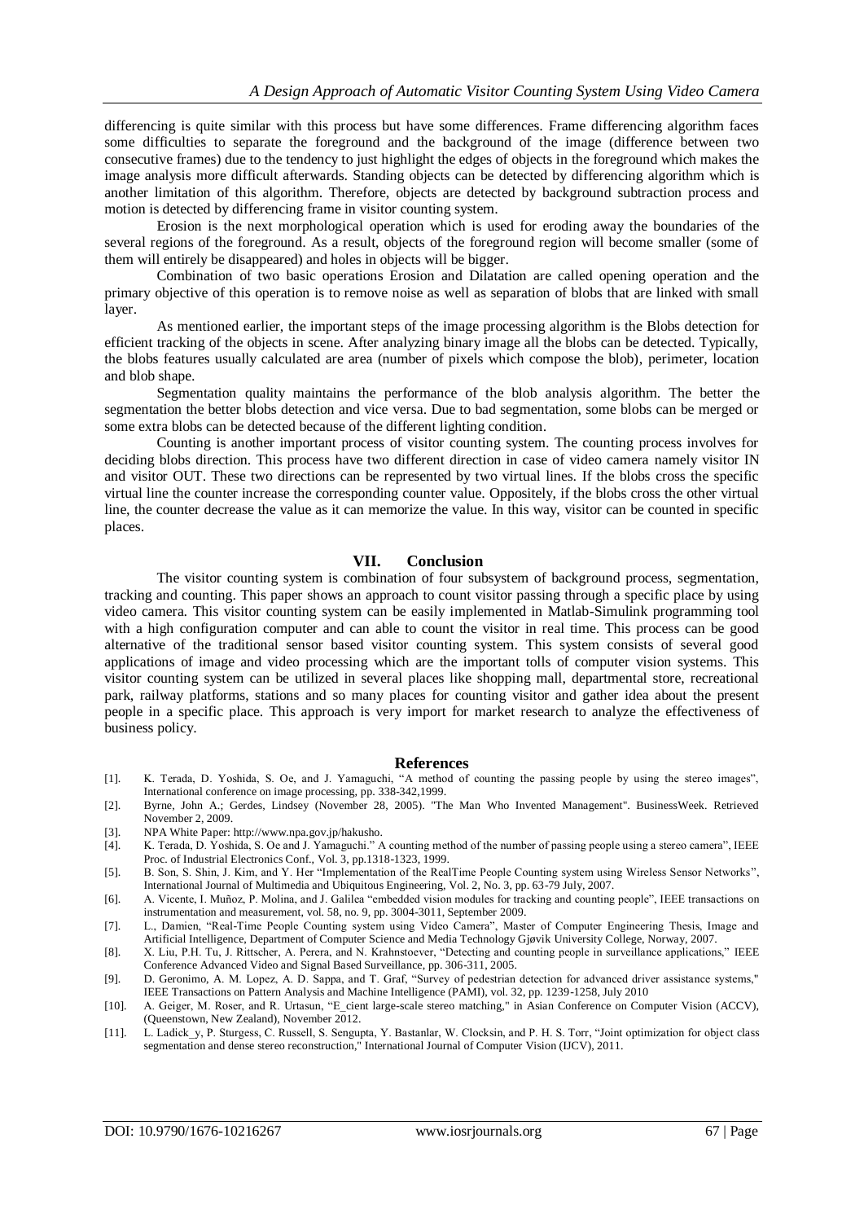differencing is quite similar with this process but have some differences. Frame differencing algorithm faces some difficulties to separate the foreground and the background of the image (difference between two consecutive frames) due to the tendency to just highlight the edges of objects in the foreground which makes the image analysis more difficult afterwards. Standing objects can be detected by differencing algorithm which is another limitation of this algorithm. Therefore, objects are detected by background subtraction process and motion is detected by differencing frame in visitor counting system.

Erosion is the next morphological operation which is used for eroding away the boundaries of the several regions of the foreground. As a result, objects of the foreground region will become smaller (some of them will entirely be disappeared) and holes in objects will be bigger.

Combination of two basic operations Erosion and Dilatation are called opening operation and the primary objective of this operation is to remove noise as well as separation of blobs that are linked with small layer.

As mentioned earlier, the important steps of the image processing algorithm is the Blobs detection for efficient tracking of the objects in scene. After analyzing binary image all the blobs can be detected. Typically, the blobs features usually calculated are area (number of pixels which compose the blob), perimeter, location and blob shape.

Segmentation quality maintains the performance of the blob analysis algorithm. The better the segmentation the better blobs detection and vice versa. Due to bad segmentation, some blobs can be merged or some extra blobs can be detected because of the different lighting condition.

Counting is another important process of visitor counting system. The counting process involves for deciding blobs direction. This process have two different direction in case of video camera namely visitor IN and visitor OUT. These two directions can be represented by two virtual lines. If the blobs cross the specific virtual line the counter increase the corresponding counter value. Oppositely, if the blobs cross the other virtual line, the counter decrease the value as it can memorize the value. In this way, visitor can be counted in specific places.

## VII. Conclusion

The visitor counting system is combination of four subsystem of background process, segmentation, tracking and counting. This paper shows an approach to count visitor passing through a specific place by using video camera. This visitor counting system can be easily implemented in Matlab-Simulink programming tool with a high configuration computer and can able to count the visitor in real time. This process can be good alternative of the traditional sensor based visitor counting system. This system consists of several good applications of image and video processing which are the important tolls of computer vision systems. This visitor counting system can be utilized in several places like shopping mall, departmental store, recreational park, railway platforms, stations and so many places for counting visitor and gather idea about the present people in a specific place. This approach is very import for market research to analyze the effectiveness of business policy.

## References

[1]. K. Terada, D. Yoshida, S. Oe, and J. Yamaguchi, "A method of counting the passing people by using the stereo images", International conference on image processing, pp. 338-342,1999.

[2]. Byrne, John A.; Gerdes, Lindsey (November 28, 2005). "The Man Who Invented Management". BusinessWeek. Retrieved November 2, 2009.

[3]. NPA White Paper: http://www.npa.gov.jp/hakusho.

[4]. K. Terada, D. Yoshida, S. Oe and J. Yamaguchi." A counting method of the number of passing people using a stereo camera", IEEE Proc. of Industrial Electronics Conf., Vol. 3, pp.1318-1323, 1999.

[5]. B. Son, S. Shin, J. Kim, and Y. Her "Implementation of the RealTime People Counting system using Wireless Sensor Networks", International Journal of Multimedia and Ubiquitous Engineering, Vol. 2, No. 3, pp. 63-79 July, 2007.

[6]. A. Vicente, I. Muñoz, P. Molina, and J. Galilea "embedded vision modules for tracking and counting people", IEEE transactions on instrumentation and measurement, vol. 58, no. 9, pp. 3004-3011, September 2009.

[7]. L., Damien, "Real-Time People Counting system using Video Camera", Master of Computer Engineering Thesis, Image and Artificial Intelligence, Department of Computer Science and Media Technology Gjøvik University College, Norway, 2007.

[8]. X. Liu, P.H. Tu, J. Rittscher, A. Perera, and N. Krahnstoever, "Detecting and counting people in surveillance applications," IEEE Conference Advanced Video and Signal Based Surveillance, pp. 306-311, 2005.

[9]. D. Geronimo, A. M. Lopez, A. D. Sappa, and T. Graf, "Survey of pedestrian detection for advanced driver assistance systems," IEEE Transactions on Pattern Analysis and Machine Intelligence (PAMI), vol. 32, pp. 1239-1258, July 2010

[10]. A. Geiger, M. Roser, and R. Urtasun, "E_cient large-scale stereo matching," in Asian Conference on Computer Vision (ACCV), (Queenstown, New Zealand), November 2012.

[11]. L. Ladick_y, P. Sturgess, C. Russell, S. Sengupta, Y. Bastanlar, W. Clocksin, and P. H. S. Torr, "Joint optimization for object class segmentation and dense stereo reconstruction," International Journal of Computer Vision (IJCV), 2011.